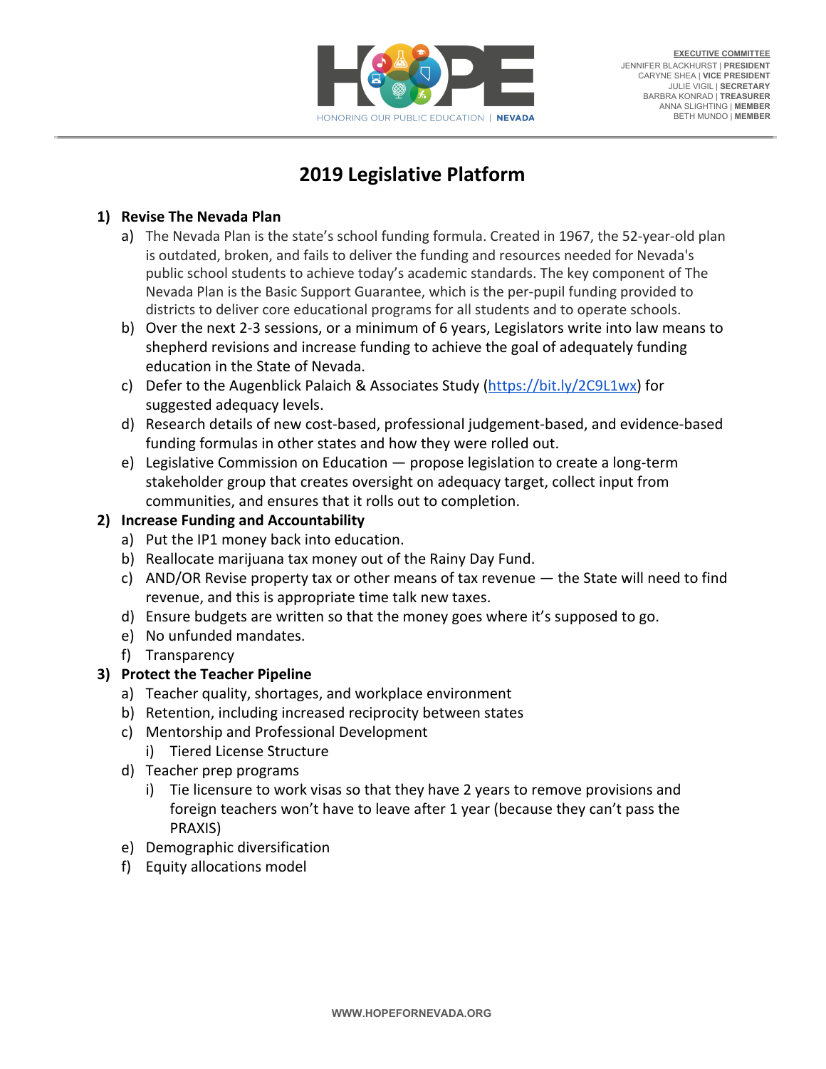HOPE

HONORING OUR PUBLIC EDUCATION | NEVADA

**EXECUTIVE COMMITTEE**
JENNIFER BLACKHURST | **PRESIDENT**
CARYNE SHEA | **VICE PRESIDENT**
JULIE VIGIL | **SECRETARY**
BARBRA KONRAD | **TREASURER**
ANNA SLIGHTING | **MEMBER**
BETH MUNDO | **MEMBER**

# 2019 Legislative Platform

1) **Revise The Nevada Plan**
   a) The Nevada Plan is the state's school funding formula. Created in 1967, the 52-year-old plan is outdated, broken, and fails to deliver the funding and resources needed for Nevada's public school students to achieve today's academic standards. The key component of The Nevada Plan is the Basic Support Guarantee, which is the per-pupil funding provided to districts to deliver core educational programs for all students and to operate schools.
   b) Over the next 2-3 sessions, or a minimum of 6 years, Legislators write into law means to shepherd revisions and increase funding to achieve the goal of adequately funding education in the State of Nevada.
   c) Defer to the Augenblick Palaich & Associates Study (https://bit.ly/2C9L1wx) for suggested adequacy levels.
   d) Research details of new cost-based, professional judgement-based, and evidence-based funding formulas in other states and how they were rolled out.
   e) Legislative Commission on Education — propose legislation to create a long-term stakeholder group that creates oversight on adequacy target, collect input from communities, and ensures that it rolls out to completion.
2) **Increase Funding and Accountability**
   a) Put the IP1 money back into education.
   b) Reallocate marijuana tax money out of the Rainy Day Fund.
   c) AND/OR Revise property tax or other means of tax revenue — the State will need to find revenue, and this is appropriate time talk new taxes.
   d) Ensure budgets are written so that the money goes where it's supposed to go.
   e) No unfunded mandates.
   f) Transparency
3) **Protect the Teacher Pipeline**
   a) Teacher quality, shortages, and workplace environment
   b) Retention, including increased reciprocity between states
   c) Mentorship and Professional Development
      i) Tiered License Structure
   d) Teacher prep programs
      i) Tie licensure to work visas so that they have 2 years to remove provisions and foreign teachers won't have to leave after 1 year (because they can't pass the PRAXIS)
   e) Demographic diversification
   f) Equity allocations model

WWW.HOPEFORNEVADA.ORG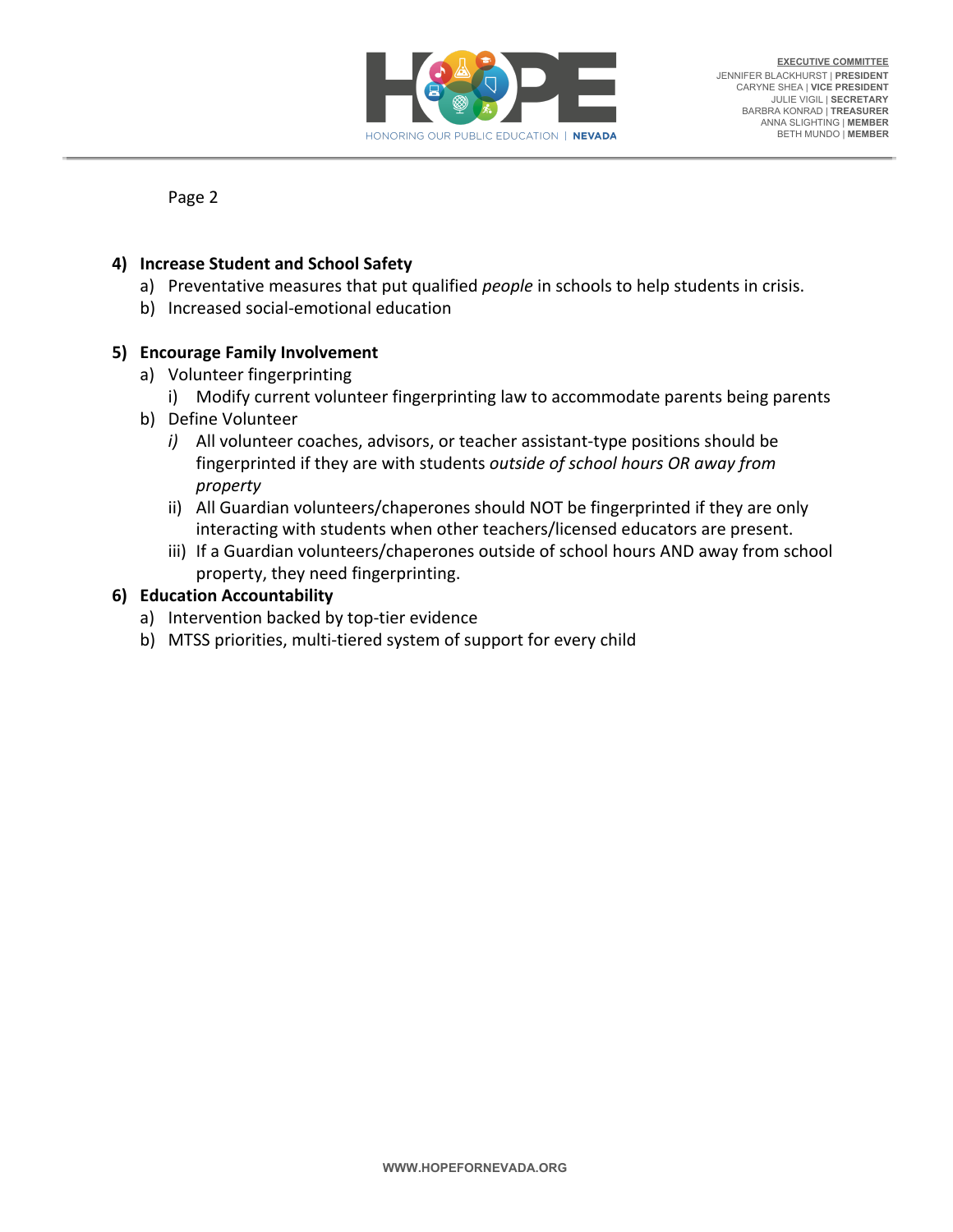4) **Increase Student and School Safety**
   a) Preventative measures that put qualified *people* in schools to help students in crisis.
   b) Increased social-emotional education

5) **Encourage Family Involvement**
   a) Volunteer fingerprinting
      i) Modify current volunteer fingerprinting law to accommodate parents being parents
   b) Define Volunteer
      *i)* All volunteer coaches, advisors, or teacher assistant-type positions should be fingerprinted if they are with students *outside of school hours OR away from property*
      ii) All Guardian volunteers/chaperones should NOT be fingerprinted if they are only interacting with students when other teachers/licensed educators are present.
      iii) If a Guardian volunteers/chaperones outside of school hours AND away from school property, they need fingerprinting.

6) **Education Accountability**
   a) Intervention backed by top-tier evidence
   b) MTSS priorities, multi-tiered system of support for every child